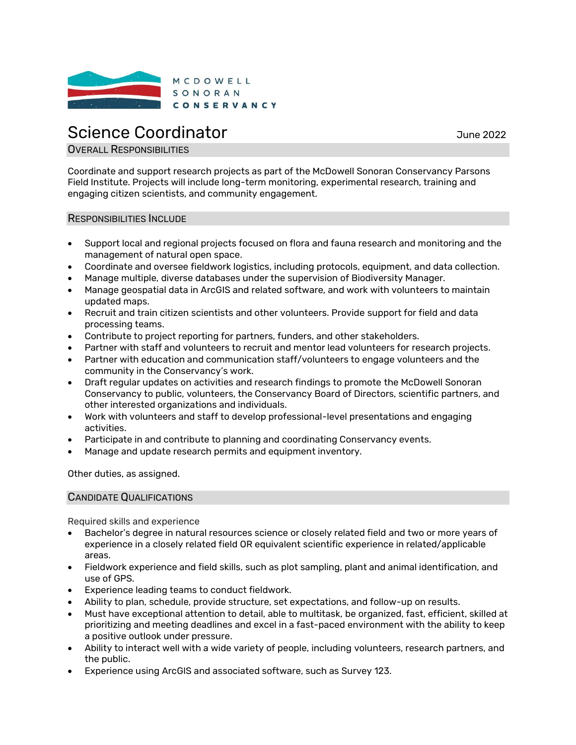MCDOWELL SONORAN CONSERVANCY

# Science Coordinator

June 2022

## Overall Responsibilities

Coordinate and support research projects as part of the McDowell Sonoran Conservancy Parsons Field Institute. Projects will include long-term monitoring, experimental research, training and engaging citizen scientists, and community engagement.

## Responsibilities Include

- Support local and regional projects focused on flora and fauna research and monitoring and the management of natural open space.
- Coordinate and oversee fieldwork logistics, including protocols, equipment, and data collection.
- Manage multiple, diverse databases under the supervision of Biodiversity Manager.
- Manage geospatial data in ArcGIS and related software, and work with volunteers to maintain updated maps.
- Recruit and train citizen scientists and other volunteers. Provide support for field and data processing teams.
- Contribute to project reporting for partners, funders, and other stakeholders.
- Partner with staff and volunteers to recruit and mentor lead volunteers for research projects.
- Partner with education and communication staff/volunteers to engage volunteers and the community in the Conservancy's work.
- Draft regular updates on activities and research findings to promote the McDowell Sonoran Conservancy to public, volunteers, the Conservancy Board of Directors, scientific partners, and other interested organizations and individuals.
- Work with volunteers and staff to develop professional-level presentations and engaging activities.
- Participate in and contribute to planning and coordinating Conservancy events.
- Manage and update research permits and equipment inventory.

Other duties, as assigned.

## Candidate Qualifications

Required skills and experience

- Bachelor's degree in natural resources science or closely related field and two or more years of experience in a closely related field OR equivalent scientific experience in related/applicable areas.
- Fieldwork experience and field skills, such as plot sampling, plant and animal identification, and use of GPS.
- Experience leading teams to conduct fieldwork.
- Ability to plan, schedule, provide structure, set expectations, and follow-up on results.
- Must have exceptional attention to detail, able to multitask, be organized, fast, efficient, skilled at prioritizing and meeting deadlines and excel in a fast-paced environment with the ability to keep a positive outlook under pressure.
- Ability to interact well with a wide variety of people, including volunteers, research partners, and the public.
- Experience using ArcGIS and associated software, such as Survey 123.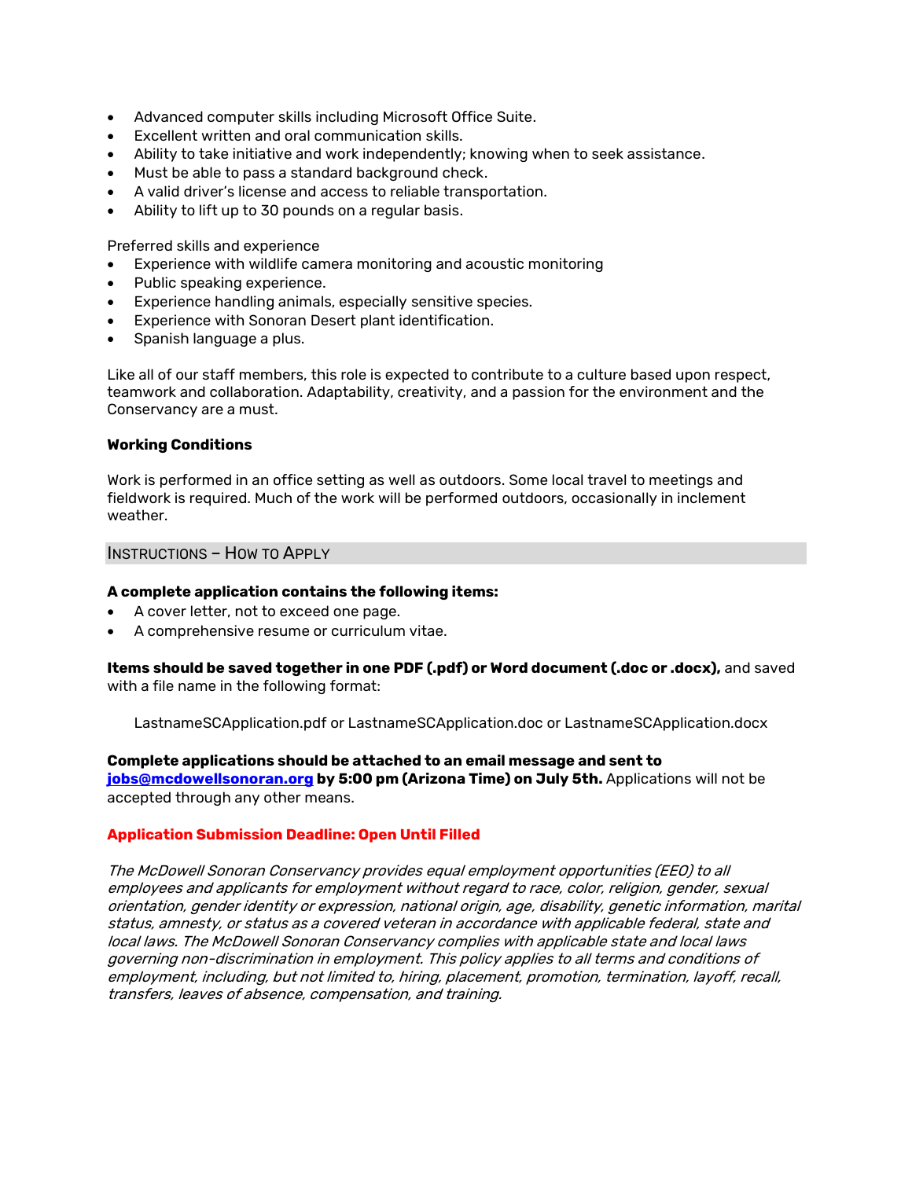- Advanced computer skills including Microsoft Office Suite.
- Excellent written and oral communication skills.
- Ability to take initiative and work independently; knowing when to seek assistance.
- Must be able to pass a standard background check.
- A valid driver's license and access to reliable transportation.
- Ability to lift up to 30 pounds on a regular basis.

Preferred skills and experience

- Experience with wildlife camera monitoring and acoustic monitoring
- Public speaking experience.
- Experience handling animals, especially sensitive species.
- Experience with Sonoran Desert plant identification.
- Spanish language a plus.

Like all of our staff members, this role is expected to contribute to a culture based upon respect, teamwork and collaboration. Adaptability, creativity, and a passion for the environment and the Conservancy are a must.

**Working Conditions**

Work is performed in an office setting as well as outdoors. Some local travel to meetings and fieldwork is required. Much of the work will be performed outdoors, occasionally in inclement weather.

## Instructions – How to Apply

**A complete application contains the following items:**

- A cover letter, not to exceed one page.
- A comprehensive resume or curriculum vitae.

**Items should be saved together in one PDF (.pdf) or Word document (.doc or .docx),** and saved with a file name in the following format:

LastnameSCApplication.pdf or LastnameSCApplication.doc or LastnameSCApplication.docx

**Complete applications should be attached to an email message and sent to [jobs@mcdowellsonoran.org](mailto:jobs@mcdowellsonoran.org) by 5:00 pm (Arizona Time) on July 5th.** Applications will not be accepted through any other means.

**Application Submission Deadline: Open Until Filled**

*The McDowell Sonoran Conservancy provides equal employment opportunities (EEO) to all employees and applicants for employment without regard to race, color, religion, gender, sexual orientation, gender identity or expression, national origin, age, disability, genetic information, marital status, amnesty, or status as a covered veteran in accordance with applicable federal, state and local laws. The McDowell Sonoran Conservancy complies with applicable state and local laws governing non-discrimination in employment. This policy applies to all terms and conditions of employment, including, but not limited to, hiring, placement, promotion, termination, layoff, recall, transfers, leaves of absence, compensation, and training.*